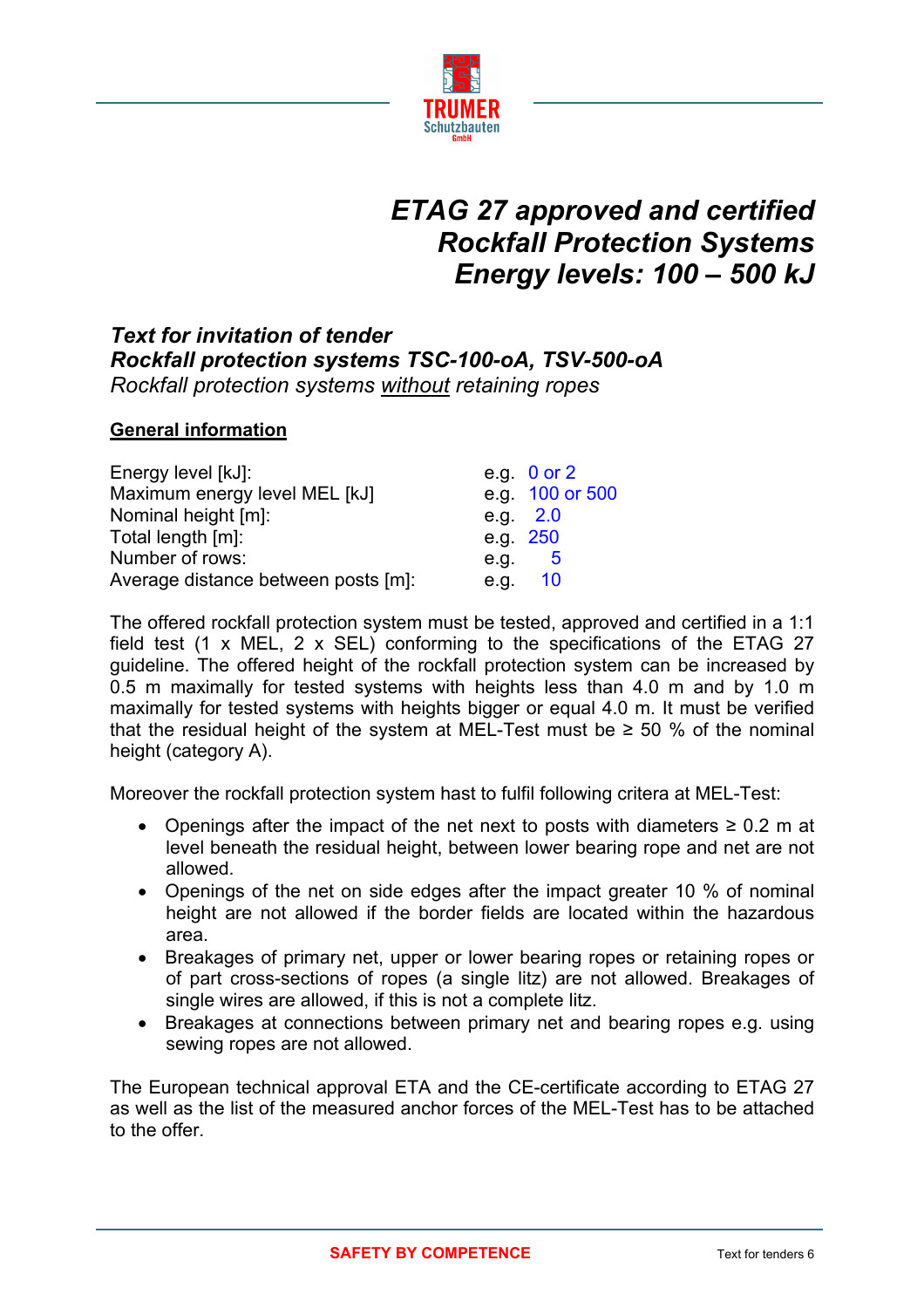# *ETAG 27 approved and certified Rockfall Protection Systems Energy levels: 100 – 500 kJ*

## *Text for invitation of tender*
## *Rockfall protection systems TSC-100-oA, TSV-500-oA*

*Rockfall protection systems <u>without</u> retaining ropes*

### <u>General information</u>

| | |
|---|---|
| Energy level [kJ]: | e.g. 0 or 2 |
| Maximum energy level MEL [kJ] | e.g. 100 or 500 |
| Nominal height [m]: | e.g. 2.0 |
| Total length [m]: | e.g. 250 |
| Number of rows: | e.g. 5 |
| Average distance between posts [m]: | e.g. 10 |

The offered rockfall protection system must be tested, approved and certified in a 1:1 field test (1 x MEL, 2 x SEL) conforming to the specifications of the ETAG 27 guideline. The offered height of the rockfall protection system can be increased by 0.5 m maximally for tested systems with heights less than 4.0 m and by 1.0 m maximally for tested systems with heights bigger or equal 4.0 m. It must be verified that the residual height of the system at MEL-Test must be ≥ 50 % of the nominal height (category A).

Moreover the rockfall protection system hast to fulfil following critera at MEL-Test:

- Openings after the impact of the net next to posts with diameters ≥ 0.2 m at level beneath the residual height, between lower bearing rope and net are not allowed.
- Openings of the net on side edges after the impact greater 10 % of nominal height are not allowed if the border fields are located within the hazardous area.
- Breakages of primary net, upper or lower bearing ropes or retaining ropes or of part cross-sections of ropes (a single litz) are not allowed. Breakages of single wires are allowed, if this is not a complete litz.
- Breakages at connections between primary net and bearing ropes e.g. using sewing ropes are not allowed.

The European technical approval ETA and the CE-certificate according to ETAG 27 as well as the list of the measured anchor forces of the MEL-Test has to be attached to the offer.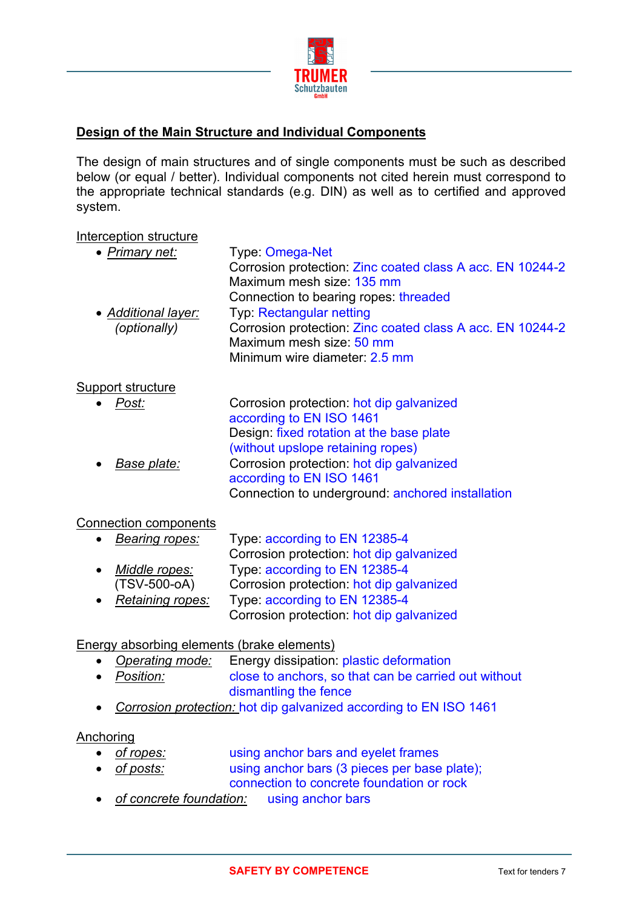## Design of the Main Structure and Individual Components

The design of main structures and of single components must be such as described below (or equal / better). Individual components not cited herein must correspond to the appropriate technical standards (e.g. DIN) as well as to certified and approved system.

Interception structure

- *Primary net:*
  Type: Omega-Net
  Corrosion protection: Zinc coated class A acc. EN 10244-2
  Maximum mesh size: 135 mm
  Connection to bearing ropes: threaded
- *Additional layer:* *(optionally)*
  Typ: Rectangular netting
  Corrosion protection: Zinc coated class A acc. EN 10244-2
  Maximum mesh size: 50 mm
  Minimum wire diameter: 2.5 mm

Support structure

- *Post:*
  Corrosion protection: hot dip galvanized according to EN ISO 1461
  Design: fixed rotation at the base plate (without upslope retaining ropes)
- *Base plate:*
  Corrosion protection: hot dip galvanized according to EN ISO 1461
  Connection to underground: anchored installation

Connection components

- *Bearing ropes:*
  Type: according to EN 12385-4
  Corrosion protection: hot dip galvanized
- *Middle ropes:* (TSV-500-oA)
  Type: according to EN 12385-4
  Corrosion protection: hot dip galvanized
- *Retaining ropes:*
  Type: according to EN 12385-4
  Corrosion protection: hot dip galvanized

Energy absorbing elements (brake elements)

- *Operating mode:* Energy dissipation: plastic deformation
- *Position:* close to anchors, so that can be carried out without dismantling the fence
- *Corrosion protection:* hot dip galvanized according to EN ISO 1461

Anchoring

- *of ropes:* using anchor bars and eyelet frames
- *of posts:* using anchor bars (3 pieces per base plate); connection to concrete foundation or rock
- *of concrete foundation:* using anchor bars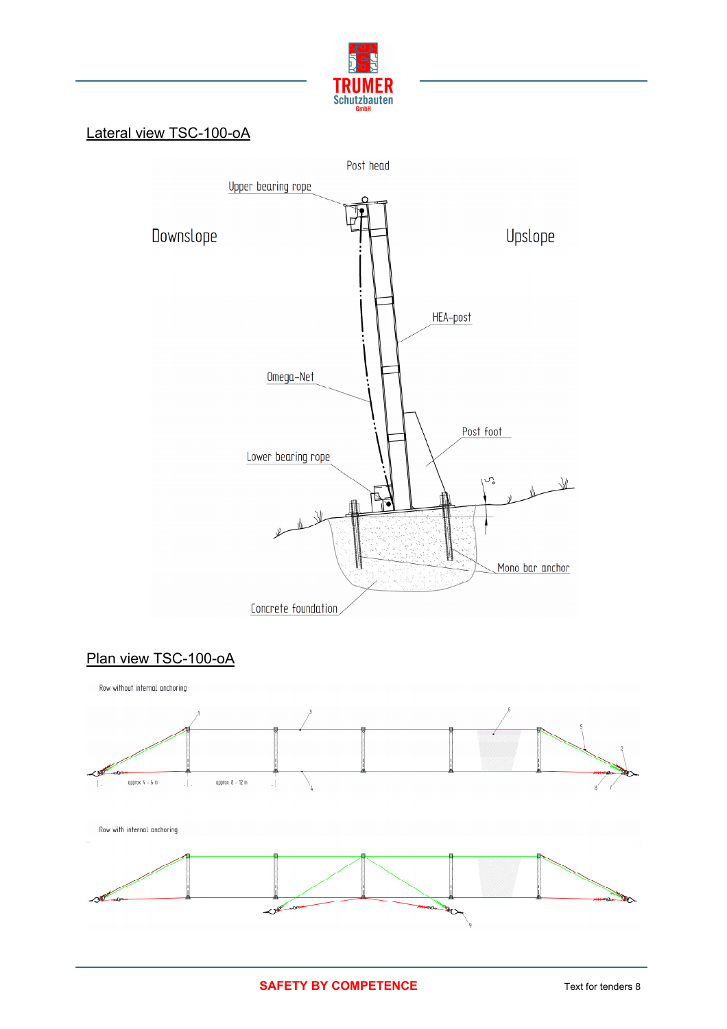## Lateral view TSC-100-oA

Post head

Upper bearing rope

Downslope

Upslope

HEA-post

Omega-Net

Post foot

Lower bearing rope

5°

Mono bar anchor

Concrete foundation

## Plan view TSC-100-oA

Row without internal anchoring

approx 4 – 6 m

approx 8 – 12 m

Row with internal anchoring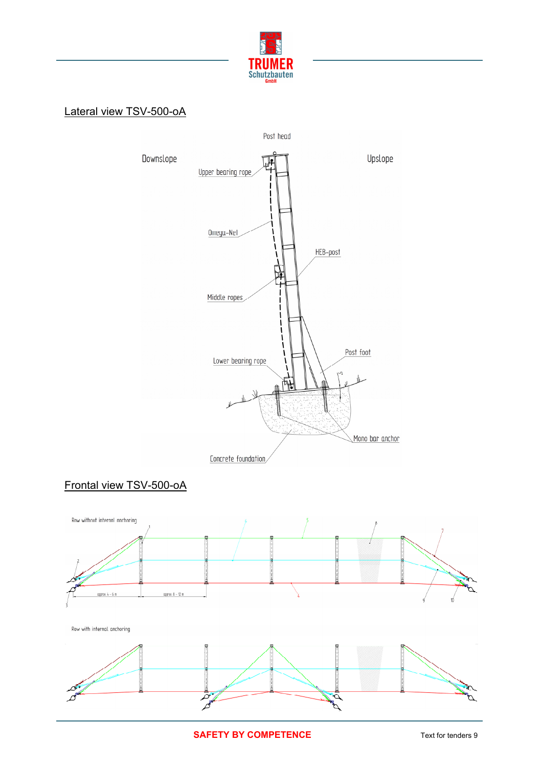## Lateral view TSV-500-oA

Post head

Downslope

Upslope

Upper bearing rope

Omega-Net

HEB-post

Middle ropes

Post foot

Lower bearing rope

Mono bar anchor

Concrete foundation

## Frontal view TSV-500-oA

Row without internal anchoring

1

2

3

4

5

6

7

8

9

10

approx. 4 - 6 m

approx. 8 - 12 m

Row with internal anchoring